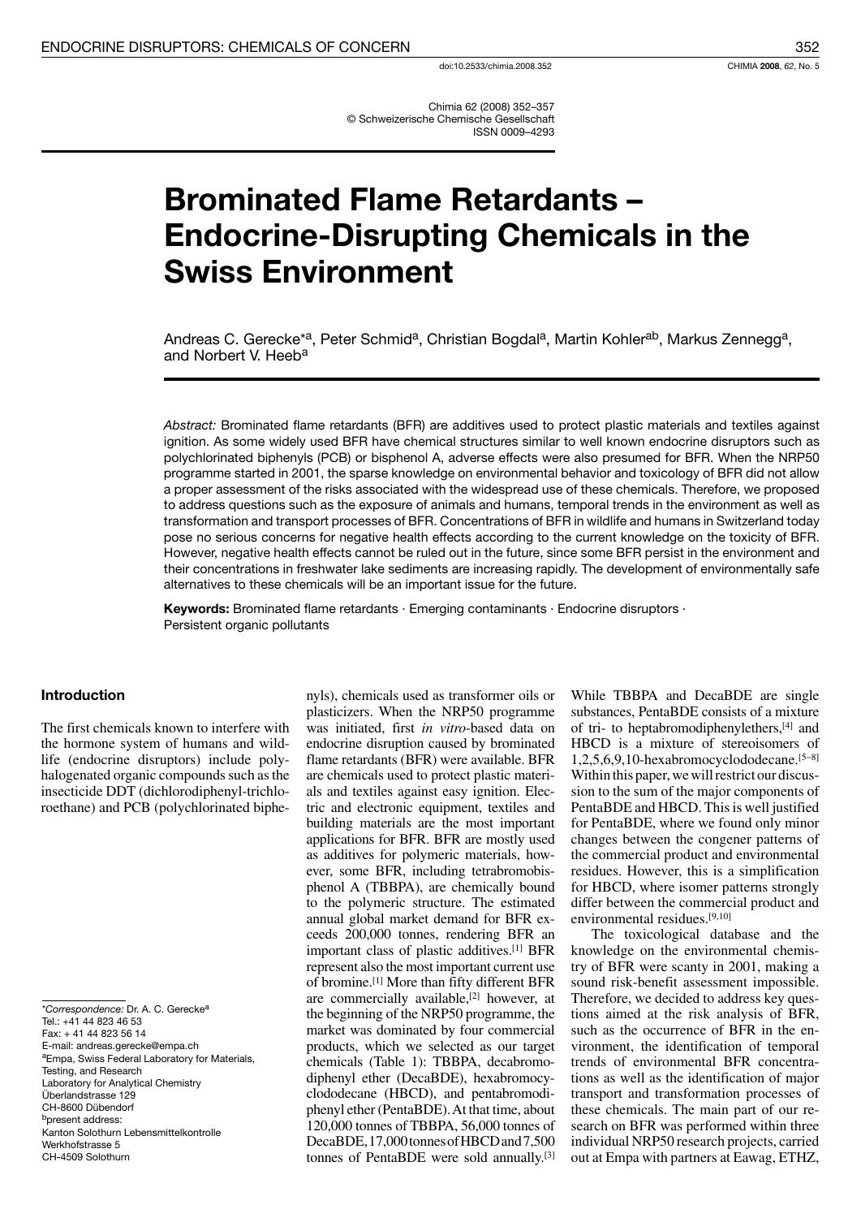doi:10.2533/chimia.2008.352

Chimia 62 (2008) 352–357
© Schweizerische Chemische Gesellschaft
ISSN 0009–4293

# Brominated Flame Retardants – Endocrine-Disrupting Chemicals in the Swiss Environment

Andreas C. Gerecke*[a], Peter Schmid[a], Christian Bogdal[a], Martin Kohler[ab], Markus Zennegg[a], and Norbert V. Heeb[a]

*Abstract:* Brominated flame retardants (BFR) are additives used to protect plastic materials and textiles against ignition. As some widely used BFR have chemical structures similar to well known endocrine disruptors such as polychlorinated biphenyls (PCB) or bisphenol A, adverse effects were also presumed for BFR. When the NRP50 programme started in 2001, the sparse knowledge on environmental behavior and toxicology of BFR did not allow a proper assessment of the risks associated with the widespread use of these chemicals. Therefore, we proposed to address questions such as the exposure of animals and humans, temporal trends in the environment as well as transformation and transport processes of BFR. Concentrations of BFR in wildlife and humans in Switzerland today pose no serious concerns for negative health effects according to the current knowledge on the toxicity of BFR. However, negative health effects cannot be ruled out in the future, since some BFR persist in the environment and their concentrations in freshwater lake sediments are increasing rapidly. The development of environmentally safe alternatives to these chemicals will be an important issue for the future.

**Keywords:** Brominated flame retardants · Emerging contaminants · Endocrine disruptors · Persistent organic pollutants

## Introduction

The first chemicals known to interfere with the hormone system of humans and wildlife (endocrine disruptors) include polyhalogenated organic compounds such as the insecticide DDT (dichlorodiphenyl-trichloroethane) and PCB (polychlorinated biphenyls), chemicals used as transformer oils or plasticizers. When the NRP50 programme was initiated, first *in vitro*-based data on endocrine disruption caused by brominated flame retardants (BFR) were available. BFR are chemicals used to protect plastic materials and textiles against easy ignition. Electric and electronic equipment, textiles and building materials are the most important applications for BFR. BFR are mostly used as additives for polymeric materials, however, some BFR, including tetrabromobisphenol A (TBBPA), are chemically bound to the polymeric structure. The estimated annual global market demand for BFR exceeds 200,000 tonnes, rendering BFR an important class of plastic additives.[1] BFR represent also the most important current use of bromine.[1] More than fifty different BFR are commercially available,[2] however, at the beginning of the NRP50 programme, the market was dominated by four commercial products, which we selected as our target chemicals (Table 1): TBBPA, decabromodiphenyl ether (DecaBDE), hexabromocyclododecane (HBCD), and pentabromodiphenyl ether (PentaBDE). At that time, about 120,000 tonnes of TBBPA, 56,000 tonnes of DecaBDE, 17,000 tonnes of HBCD and 7,500 tonnes of PentaBDE were sold annually.[3] While TBBPA and DecaBDE are single substances, PentaBDE consists of a mixture of tri- to heptabromodiphenylethers,[4] and HBCD is a mixture of stereoisomers of 1,2,5,6,9,10-hexabromocyclododecane.[5–8] Within this paper, we will restrict our discussion to the sum of the major components of PentaBDE and HBCD. This is well justified for PentaBDE, where we found only minor changes between the congener patterns of the commercial product and environmental residues. However, this is a simplification for HBCD, where isomer patterns strongly differ between the commercial product and environmental residues.[9,10]

The toxicological database and the knowledge on the environmental chemistry of BFR were scanty in 2001, making a sound risk-benefit assessment impossible. Therefore, we decided to address key questions aimed at the risk analysis of BFR, such as the occurrence of BFR in the environment, the identification of temporal trends of environmental BFR concentrations as well as the identification of major transport and transformation processes of these chemicals. The main part of our research on BFR was performed within three individual NRP50 research projects, carried out at Empa with partners at Eawag, ETHZ,

*Correspondence:* Dr. A. C. Gerecke[a]
Tel.: +41 44 823 46 53
Fax: + 41 44 823 56 14
E-mail: andreas.gerecke@empa.ch
[a]Empa, Swiss Federal Laboratory for Materials, Testing, and Research
Laboratory for Analytical Chemistry
Überlandstrasse 129
CH-8600 Dübendorf
[b]present address:
Kanton Solothurn Lebensmittelkontrolle
Werkhofstrasse 5
CH-4509 Solothurn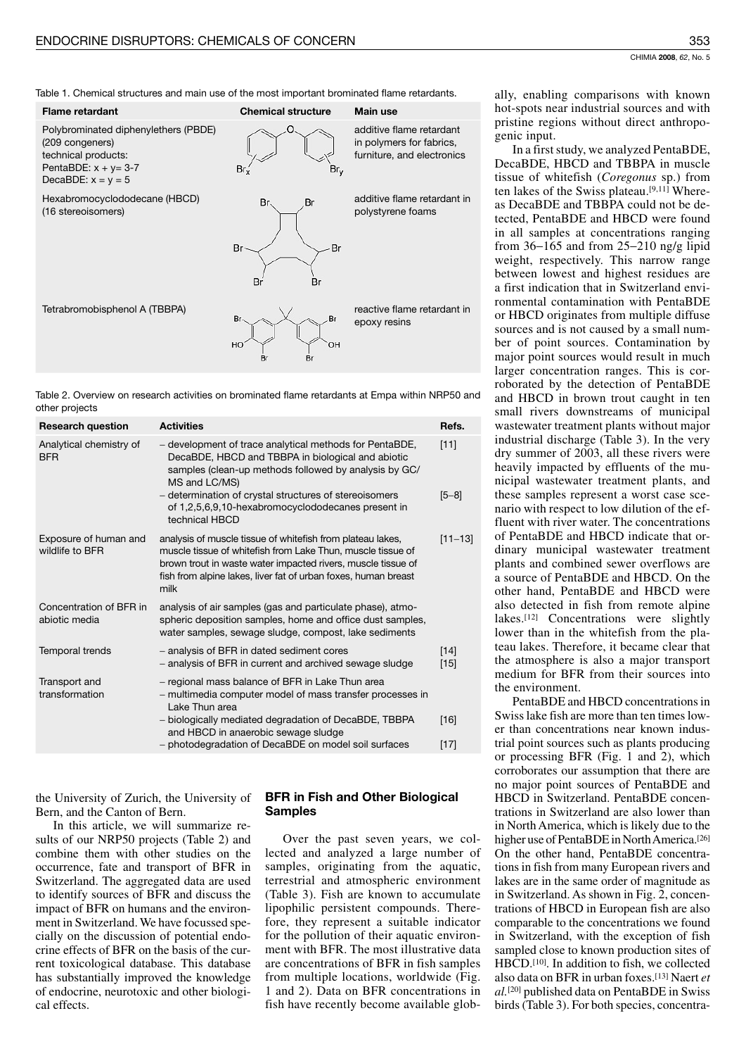Table 1. Chemical structures and main use of the most important brominated flame retardants.

| Flame retardant | Chemical structure | Main use |
|---|---|---|
| Polybrominated diphenylethers (PBDE) (209 congeners) technical products: PentaBDE: x + y= 3-7 DecaBDE: x = y = 5 | | additive flame retardant in polymers for fabrics, furniture, and electronics |
| Hexabromocyclododecane (HBCD) (16 stereoisomers) | | additive flame retardant in polystyrene foams |
| Tetrabromobisphenol A (TBBPA) | | reactive flame retardant in epoxy resins |

Table 2. Overview on research activities on brominated flame retardants at Empa within NRP50 and other projects

| Research question | Activities | Refs. |
|---|---|---|
| Analytical chemistry of BFR | – development of trace analytical methods for PentaBDE, DecaBDE, HBCD and TBBPA in biological and abiotic samples (clean-up methods followed by analysis by GC/MS and LC/MS) | [11] |
| | – determination of crystal structures of stereoisomers of 1,2,5,6,9,10-hexabromocyclododecanes present in technical HBCD | [5–8] |
| Exposure of human and wildlife to BFR | analysis of muscle tissue of whitefish from plateau lakes, muscle tissue of whitefish from Lake Thun, muscle tissue of brown trout in waste water impacted rivers, muscle tissue of fish from alpine lakes, liver fat of urban foxes, human breast milk | [11–13] |
| Concentration of BFR in abiotic media | analysis of air samples (gas and particulate phase), atmospheric deposition samples, home and office dust samples, water samples, sewage sludge, compost, lake sediments | |
| Temporal trends | – analysis of BFR in dated sediment cores | [14] |
| | – analysis of BFR in current and archived sewage sludge | [15] |
| Transport and transformation | – regional mass balance of BFR in Lake Thun area | |
| | – multimedia computer model of mass transfer processes in Lake Thun area | |
| | – biologically mediated degradation of DecaBDE, TBBPA and HBCD in anaerobic sewage sludge | [16] |
| | – photodegradation of DecaBDE on model soil surfaces | [17] |

the University of Zurich, the University of Bern, and the Canton of Bern.

In this article, we will summarize results of our NRP50 projects (Table 2) and combine them with other studies on the occurrence, fate and transport of BFR in Switzerland. The aggregated data are used to identify sources of BFR and discuss the impact of BFR on humans and the environment in Switzerland. We have focussed specially on the discussion of potential endocrine effects of BFR on the basis of the current toxicological database. This database has substantially improved the knowledge of endocrine, neurotoxic and other biological effects.

## BFR in Fish and Other Biological Samples

Over the past seven years, we collected and analyzed a large number of samples, originating from the aquatic, terrestrial and atmospheric environment (Table 3). Fish are known to accumulate lipophilic persistent compounds. Therefore, they represent a suitable indicator for the pollution of their aquatic environment with BFR. The most illustrative data are concentrations of BFR in fish samples from multiple locations, worldwide (Fig. 1 and 2). Data on BFR concentrations in fish have recently become available globally, enabling comparisons with known hot-spots near industrial sources and with pristine regions without direct anthropogenic input.

In a first study, we analyzed PentaBDE, DecaBDE, HBCD and TBBPA in muscle tissue of whitefish (*Coregonus* sp.) from ten lakes of the Swiss plateau.[9,11] Whereas DecaBDE and TBBPA could not be detected, PentaBDE and HBCD were found in all samples at concentrations ranging from 36–165 and from 25–210 ng/g lipid weight, respectively. This narrow range between lowest and highest residues are a first indication that in Switzerland environmental contamination with PentaBDE or HBCD originates from multiple diffuse sources and is not caused by a small number of point sources. Contamination by major point sources would result in much larger concentration ranges. This is corroborated by the detection of PentaBDE and HBCD in brown trout caught in ten small rivers downstreams of municipal wastewater treatment plants without major industrial discharge (Table 3). In the very dry summer of 2003, all these rivers were heavily impacted by effluents of the municipal wastewater treatment plants, and these samples represent a worst case scenario with respect to low dilution of the effluent with river water. The concentrations of PentaBDE and HBCD indicate that ordinary municipal wastewater treatment plants and combined sewer overflows are a source of PentaBDE and HBCD. On the other hand, PentaBDE and HBCD were also detected in fish from remote alpine lakes.[12] Concentrations were slightly lower than in the whitefish from the plateau lakes. Therefore, it became clear that the atmosphere is also a major transport medium for BFR from their sources into the environment.

PentaBDE and HBCD concentrations in Swiss lake fish are more than ten times lower than concentrations near known industrial point sources such as plants producing or processing BFR (Fig. 1 and 2), which corroborates our assumption that there are no major point sources of PentaBDE and HBCD in Switzerland. PentaBDE concentrations in Switzerland are also lower than in North America, which is likely due to the higher use of PentaBDE in North America.[26] On the other hand, PentaBDE concentrations in fish from many European rivers and lakes are in the same order of magnitude as in Switzerland. As shown in Fig. 2, concentrations of HBCD in European fish are also comparable to the concentrations we found in Switzerland, with the exception of fish sampled close to known production sites of HBCD.[10]. In addition to fish, we collected also data on BFR in urban foxes.[13] Naert *et al.*[20] published data on PentaBDE in Swiss birds (Table 3). For both species, concentra-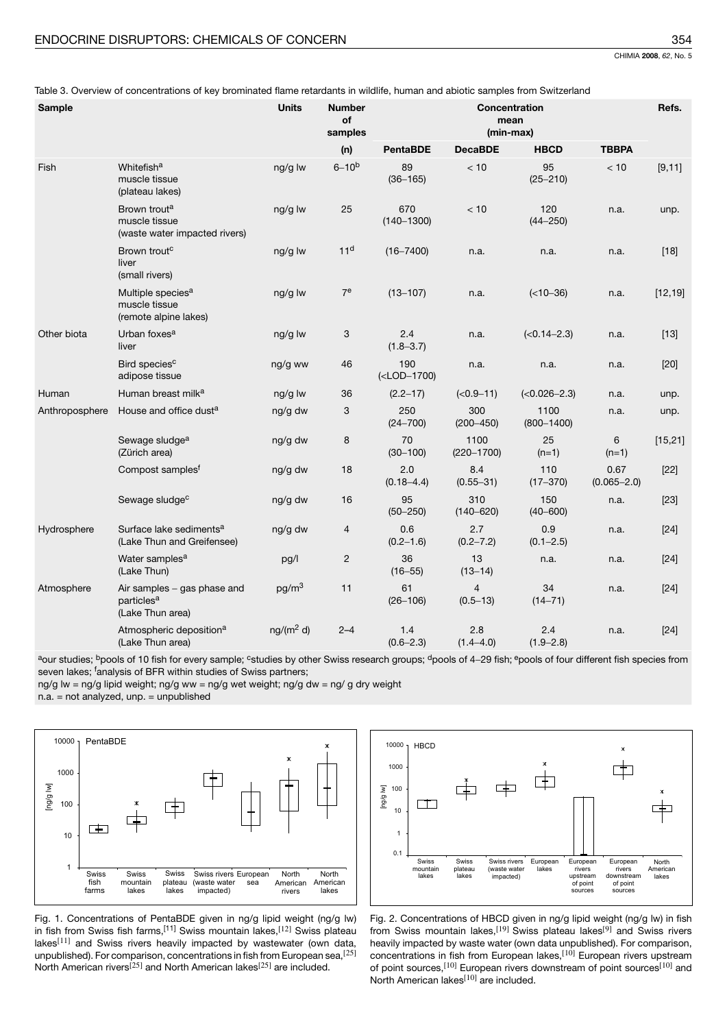Table 3. Overview of concentrations of key brominated flame retardants in wildlife, human and abiotic samples from Switzerland

| Sample | | Units | Number of samples | Concentration mean (min-max) | | | | Refs. |
|---|---|---|---|---|---|---|---|---|
| | | | (n) | PentaBDE | DecaBDE | HBCD | TBBPA | |
| Fish | Whitefish[a] muscle tissue (plateau lakes) | ng/g lw | 6–10[b] | 89 (36–165) | < 10 | 95 (25–210) | < 10 | [9,11] |
| | Brown trout[a] muscle tissue (waste water impacted rivers) | ng/g lw | 25 | 670 (140–1300) | < 10 | 120 (44–250) | n.a. | unp. |
| | Brown trout[c] liver (small rivers) | ng/g lw | 11[d] | (16–7400) | n.a. | n.a. | n.a. | [18] |
| | Multiple species[a] muscle tissue (remote alpine lakes) | ng/g lw | 7[e] | (13–107) | n.a. | (<10–36) | n.a. | [12,19] |
| Other biota | Urban foxes[a] liver | ng/g lw | 3 | 2.4 (1.8–3.7) | n.a. | (<0.14–2.3) | n.a. | [13] |
| | Bird species[c] adipose tissue | ng/g ww | 46 | 190 (<LOD–1700) | n.a. | n.a. | n.a. | [20] |
| Human | Human breast milk[a] | ng/g lw | 36 | (2.2–17) | (<0.9–11) | (<0.026–2.3) | n.a. | unp. |
| Anthroposphere | House and office dust[a] | ng/g dw | 3 | 250 (24–700) | 300 (200–450) | 1100 (800–1400) | n.a. | unp. |
| | Sewage sludge[a] (Zürich area) | ng/g dw | 8 | 70 (30–100) | 1100 (220–1700) | 25 (n=1) | 6 (n=1) | [15,21] |
| | Compost samples[f] | ng/g dw | 18 | 2.0 (0.18–4.4) | 8.4 (0.55–31) | 110 (17–370) | 0.67 (0.065–2.0) | [22] |
| | Sewage sludge[c] | ng/g dw | 16 | 95 (50–250) | 310 (140–620) | 150 (40–600) | n.a. | [23] |
| Hydrosphere | Surface lake sediments[a] (Lake Thun and Greifensee) | ng/g dw | 4 | 0.6 (0.2–1.6) | 2.7 (0.2–7.2) | 0.9 (0.1–2.5) | n.a. | [24] |
| | Water samples[a] (Lake Thun) | pg/l | 2 | 36 (16–55) | 13 (13–14) | n.a. | n.a. | [24] |
| Atmosphere | Air samples – gas phase and particles[a] (Lake Thun area) | pg/m$^3$ | 11 | 61 (26–106) | 4 (0.5–13) | 34 (14–71) | n.a. | [24] |
| | Atmospheric deposition[a] (Lake Thun area) | ng/(m$^2$ d) | 2–4 | 1.4 (0.6–2.3) | 2.8 (1.4–4.0) | 2.4 (1.9–2.8) | n.a. | [24] |

[a]our studies; [b]pools of 10 fish for every sample; [c]studies by other Swiss research groups; [d]pools of 4–29 fish; [e]pools of four different fish species from seven lakes; [f]analysis of BFR within studies of Swiss partners;
ng/g lw = ng/g lipid weight; ng/g ww = ng/g wet weight; ng/g dw = ng/ g dry weight
n.a. = not analyzed, unp. = unpublished

Fig. 1. Concentrations of PentaBDE given in ng/g lipid weight (ng/g lw) in fish from Swiss fish farms,[11] Swiss mountain lakes,[12] Swiss plateau lakes[11] and Swiss rivers heavily impacted by wastewater (own data, unpublished). For comparison, concentrations in fish from European sea,[25] North American rivers[25] and North American lakes[25] are included.

Fig. 2. Concentrations of HBCD given in ng/g lipid weight (ng/g lw) in fish from Swiss mountain lakes,[19] Swiss plateau lakes[9] and Swiss rivers heavily impacted by waste water (own data unpublished). For comparison, concentrations in fish from European lakes,[10] European rivers upstream of point sources,[10] European rivers downstream of point sources[10] and North American lakes[10] are included.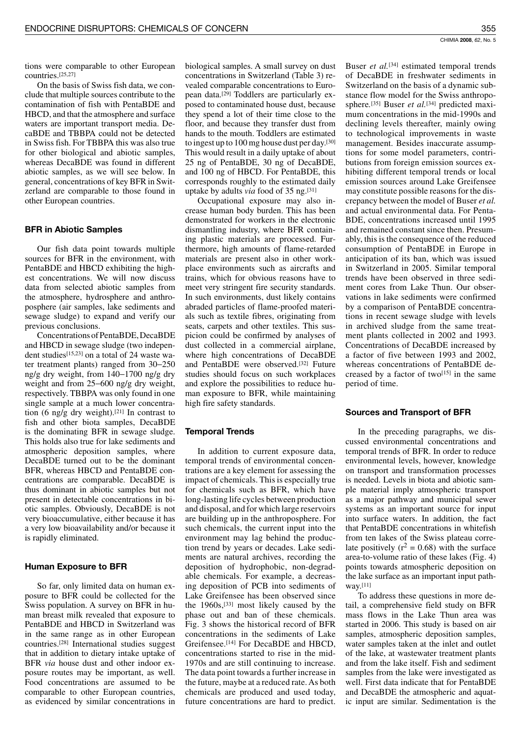tions were comparable to other European countries.[25,27]

On the basis of Swiss fish data, we conclude that multiple sources contribute to the contamination of fish with PentaBDE and HBCD, and that the atmosphere and surface waters are important transport media. DecaBDE and TBBPA could not be detected in Swiss fish. For TBBPA this was also true for other biological and abiotic samples, whereas DecaBDE was found in different abiotic samples, as we will see below. In general, concentrations of key BFR in Switzerland are comparable to those found in other European countries.

### BFR in Abiotic Samples

Our fish data point towards multiple sources for BFR in the environment, with PentaBDE and HBCD exhibiting the highest concentrations. We will now discuss data from selected abiotic samples from the atmosphere, hydrosphere and anthroposphere (air samples, lake sediments and sewage sludge) to expand and verify our previous conclusions.

Concentrations of PentaBDE, DecaBDE and HBCD in sewage sludge (two independent studies[15,23] on a total of 24 waste water treatment plants) ranged from 30–250 ng/g dry weight, from 140–1700 ng/g dry weight and from 25–600 ng/g dry weight, respectively. TBBPA was only found in one single sample at a much lower concentration (6 ng/g dry weight).[21] In contrast to fish and other biota samples, DecaBDE is the dominating BFR in sewage sludge. This holds also true for lake sediments and atmospheric deposition samples, where DecaBDE turned out to be the dominant BFR, whereas HBCD and PentaBDE concentrations are comparable. DecaBDE is thus dominant in abiotic samples but not present in detectable concentrations in biotic samples. Obviously, DecaBDE is not very bioaccumulative, either because it has a very low bioavailability and/or because it is rapidly eliminated.

### Human Exposure to BFR

So far, only limited data on human exposure to BFR could be collected for the Swiss population. A survey on BFR in human breast milk revealed that exposure to PentaBDE and HBCD in Switzerland was in the same range as in other European countries.[28] International studies suggest that in addition to dietary intake uptake of BFR *via* house dust and other indoor exposure routes may be important, as well. Food concentrations are assumed to be comparable to other European countries, as evidenced by similar concentrations in biological samples. A small survey on dust concentrations in Switzerland (Table 3) revealed comparable concentrations to European data.[29] Toddlers are particularly exposed to contaminated house dust, because they spend a lot of their time close to the floor, and because they transfer dust from hands to the mouth. Toddlers are estimated to ingest up to 100 mg house dust per day.[30] This would result in a daily uptake of about 25 ng of PentaBDE, 30 ng of DecaBDE, and 100 ng of HBCD. For PentaBDE, this corresponds roughly to the estimated daily uptake by adults *via* food of 35 ng.[31]

Occupational exposure may also increase human body burden. This has been demonstrated for workers in the electronic dismantling industry, where BFR containing plastic materials are processed. Furthermore, high amounts of flame-retarded materials are present also in other workplace environments such as aircrafts and trains, which for obvious reasons have to meet very stringent fire security standards. In such environments, dust likely contains abraded particles of flame-proofed materials such as textile fibres, originating from seats, carpets and other textiles. This suspicion could be confirmed by analyses of dust collected in a commercial airplane, where high concentrations of DecaBDE and PentaBDE were observed.[32] Future studies should focus on such workplaces and explore the possibilities to reduce human exposure to BFR, while maintaining high fire safety standards.

### Temporal Trends

In addition to current exposure data, temporal trends of environmental concentrations are a key element for assessing the impact of chemicals. This is especially true for chemicals such as BFR, which have long-lasting life cycles between production and disposal, and for which large reservoirs are building up in the anthroposphere. For such chemicals, the current input into the environment may lag behind the production trend by years or decades. Lake sediments are natural archives, recording the deposition of hydrophobic, non-degradable chemicals. For example, a decreasing deposition of PCB into sediments of Lake Greifensee has been observed since the 1960s,[33] most likely caused by the phase out and ban of these chemicals. Fig. 3 shows the historical record of BFR concentrations in the sediments of Lake Greifensee.[14] For DecaBDE and HBCD, concentrations started to rise in the mid-1970s and are still continuing to increase. The data point towards a further increase in the future, maybe at a reduced rate. As both chemicals are produced and used today, future concentrations are hard to predict. Buser *et al.*[34] estimated temporal trends of DecaBDE in freshwater sediments in Switzerland on the basis of a dynamic substance flow model for the Swiss anthroposphere.[35] Buser *et al.*[34] predicted maximum concentrations in the mid-1990s and declining levels thereafter, mainly owing to technological improvements in waste management. Besides inaccurate assumptions for some model parameters, contributions from foreign emission sources exhibiting different temporal trends or local emission sources around Lake Greifensee may constitute possible reasons for the discrepancy between the model of Buser *et al.* and actual environmental data. For PentaBDE, concentrations increased until 1995 and remained constant since then. Presumably, this is the consequence of the reduced consumption of PentaBDE in Europe in anticipation of its ban, which was issued in Switzerland in 2005. Similar temporal trends have been observed in three sediment cores from Lake Thun. Our observations in lake sediments were confirmed by a comparison of PentaBDE concentrations in recent sewage sludge with levels in archived sludge from the same treatment plants collected in 2002 and 1993. Concentrations of DecaBDE increased by a factor of five between 1993 and 2002, whereas concentrations of PentaBDE decreased by a factor of two[15] in the same period of time.

### Sources and Transport of BFR

In the preceding paragraphs, we discussed environmental concentrations and temporal trends of BFR. In order to reduce environmental levels, however, knowledge on transport and transformation processes is needed. Levels in biota and abiotic sample material imply atmospheric transport as a major pathway and municipal sewer systems as an important source for input into surface waters. In addition, the fact that PentaBDE concentrations in whitefish from ten lakes of the Swiss plateau correlate positively ($r^2 = 0.68$) with the surface area-to-volume ratio of these lakes (Fig. 4) points towards atmospheric deposition on the lake surface as an important input pathway.[11]

To address these questions in more detail, a comprehensive field study on BFR mass flows in the Lake Thun area was started in 2006. This study is based on air samples, atmospheric deposition samples, water samples taken at the inlet and outlet of the lake, at wastewater treatment plants and from the lake itself. Fish and sediment samples from the lake were investigated as well. First data indicate that for PentaBDE and DecaBDE the atmospheric and aquatic input are similar. Sedimentation is the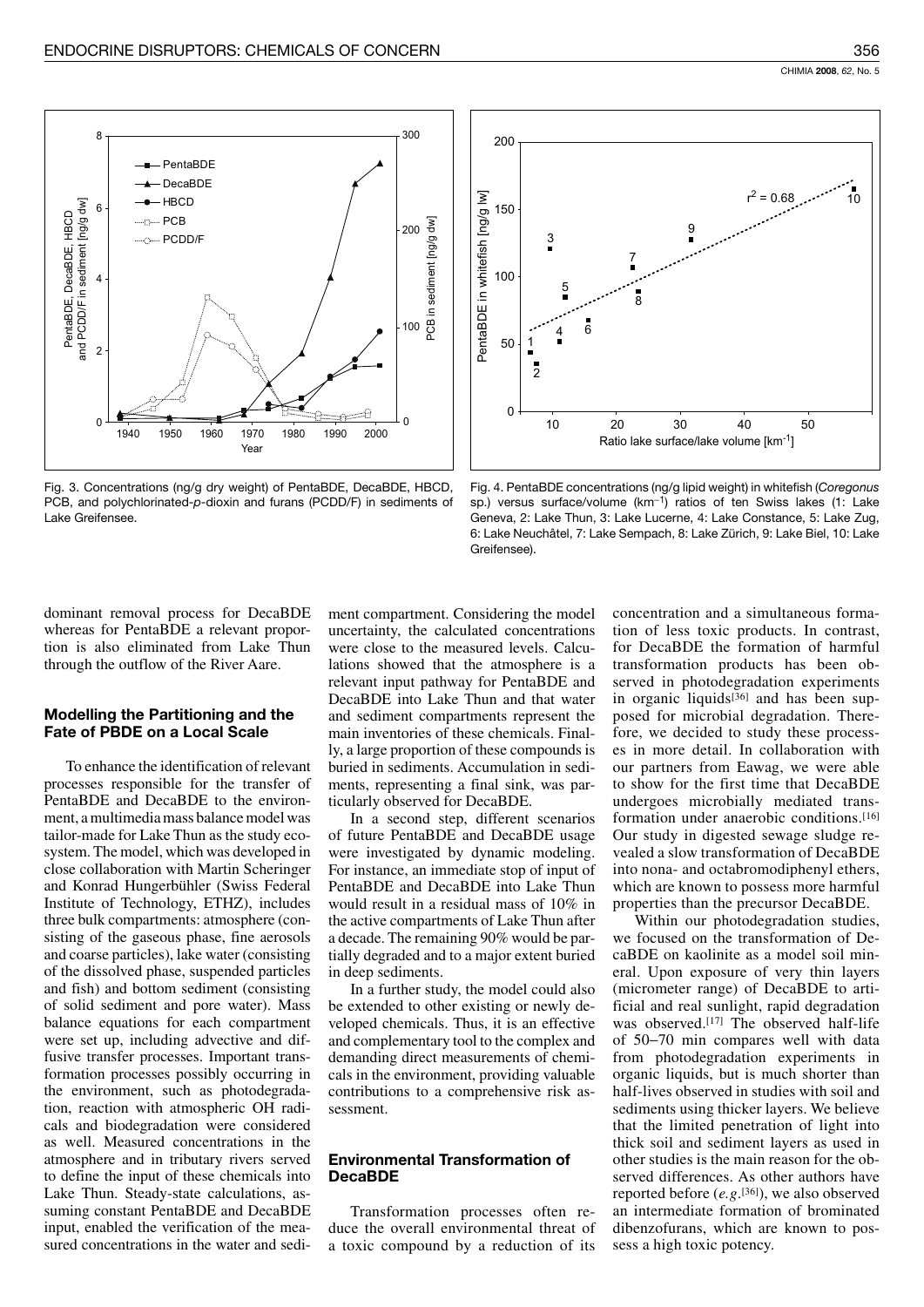8

6

4

2

0

PentaBDE, DecaBDE, HBCD and PCDD/F in sediment [ng/g dw]

300

200

100

0

PCB in sediment [ng/g dw]

PentaBDE

DecaBDE

HBCD

PCB

PCDD/F

1940 1950 1960 1970 1980 1990 2000

Year

Fig. 3. Concentrations (ng/g dry weight) of PentaBDE, DecaBDE, HBCD, PCB, and polychlorinated-*p*-dioxin and furans (PCDD/F) in sediments of Lake Greifensee.

200

150

100

50

0

PentaBDE in whitefish [ng/g lw]

$r^2 = 0.68$

1 2 3 4 5 6 7 8 9 10

10 20 30 40 50

Ratio lake surface/lake volume [km$^{-1}$]

Fig. 4. PentaBDE concentrations (ng/g lipid weight) in whitefish (*Coregonus* sp.) versus surface/volume (km$^{-1}$) ratios of ten Swiss lakes (1: Lake Geneva, 2: Lake Thun, 3: Lake Lucerne, 4: Lake Constance, 5: Lake Zug, 6: Lake Neuchâtel, 7: Lake Sempach, 8: Lake Zürich, 9: Lake Biel, 10: Lake Greifensee).

dominant removal process for DecaBDE whereas for PentaBDE a relevant proportion is also eliminated from Lake Thun through the outflow of the River Aare.

### Modelling the Partitioning and the Fate of PBDE on a Local Scale

To enhance the identification of relevant processes responsible for the transfer of PentaBDE and DecaBDE to the environment, a multimedia mass balance model was tailor-made for Lake Thun as the study ecosystem. The model, which was developed in close collaboration with Martin Scheringer and Konrad Hungerbühler (Swiss Federal Institute of Technology, ETHZ), includes three bulk compartments: atmosphere (consisting of the gaseous phase, fine aerosols and coarse particles), lake water (consisting of the dissolved phase, suspended particles and fish) and bottom sediment (consisting of solid sediment and pore water). Mass balance equations for each compartment were set up, including advective and diffusive transfer processes. Important transformation processes possibly occurring in the environment, such as photodegradation, reaction with atmospheric OH radicals and biodegradation were considered as well. Measured concentrations in the atmosphere and in tributary rivers served to define the input of these chemicals into Lake Thun. Steady-state calculations, assuming constant PentaBDE and DecaBDE input, enabled the verification of the measured concentrations in the water and sediment compartment. Considering the model uncertainty, the calculated concentrations were close to the measured levels. Calculations showed that the atmosphere is a relevant input pathway for PentaBDE and DecaBDE into Lake Thun and that water and sediment compartments represent the main inventories of these chemicals. Finally, a large proportion of these compounds is buried in sediments. Accumulation in sediments, representing a final sink, was particularly observed for DecaBDE.

In a second step, different scenarios of future PentaBDE and DecaBDE usage were investigated by dynamic modeling. For instance, an immediate stop of input of PentaBDE and DecaBDE into Lake Thun would result in a residual mass of 10% in the active compartments of Lake Thun after a decade. The remaining 90% would be partially degraded and to a major extent buried in deep sediments.

In a further study, the model could also be extended to other existing or newly developed chemicals. Thus, it is an effective and complementary tool to the complex and demanding direct measurements of chemicals in the environment, providing valuable contributions to a comprehensive risk assessment.

### Environmental Transformation of DecaBDE

Transformation processes often reduce the overall environmental threat of a toxic compound by a reduction of its concentration and a simultaneous formation of less toxic products. In contrast, for DecaBDE the formation of harmful transformation products has been observed in photodegradation experiments in organic liquids[36] and has been supposed for microbial degradation. Therefore, we decided to study these processes in more detail. In collaboration with our partners from Eawag, we were able to show for the first time that DecaBDE undergoes microbially mediated transformation under anaerobic conditions.[16] Our study in digested sewage sludge revealed a slow transformation of DecaBDE into nona- and octabromodiphenyl ethers, which are known to possess more harmful properties than the precursor DecaBDE.

Within our photodegradation studies, we focused on the transformation of DecaBDE on kaolinite as a model soil mineral. Upon exposure of very thin layers (micrometer range) of DecaBDE to artificial and real sunlight, rapid degradation was observed.[17] The observed half-life of 50–70 min compares well with data from photodegradation experiments in organic liquids, but is much shorter than half-lives observed in studies with soil and sediments using thicker layers. We believe that the limited penetration of light into thick soil and sediment layers as used in other studies is the main reason for the observed differences. As other authors have reported before (*e.g.*[36]), we also observed an intermediate formation of brominated dibenzofurans, which are known to possess a high toxic potency.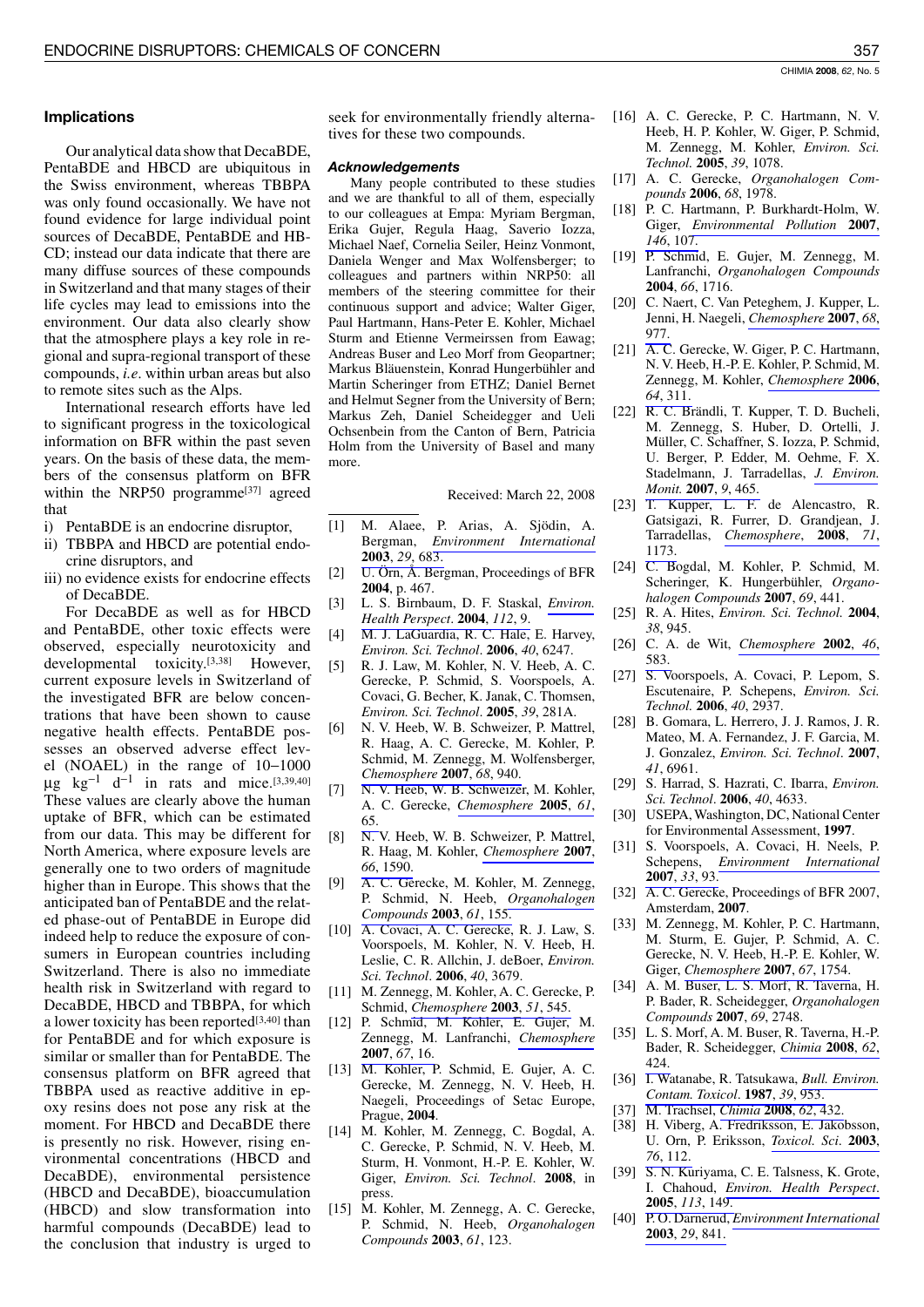## Implications

Our analytical data show that DecaBDE, PentaBDE and HBCD are ubiquitous in the Swiss environment, whereas TBBPA was only found occasionally. We have not found evidence for large individual point sources of DecaBDE, PentaBDE and HBCD; instead our data indicate that there are many diffuse sources of these compounds in Switzerland and that many stages of their life cycles may lead to emissions into the environment. Our data also clearly show that the atmosphere plays a key role in regional and supra-regional transport of these compounds, *i.e.* within urban areas but also to remote sites such as the Alps.

International research efforts have led to significant progress in the toxicological information on BFR within the past seven years. On the basis of these data, the members of the consensus platform on BFR within the NRP50 programme[37] agreed that

i) PentaBDE is an endocrine disruptor,
ii) TBBPA and HBCD are potential endocrine disruptors, and
iii) no evidence exists for endocrine effects of DecaBDE.

For DecaBDE as well as for HBCD and PentaBDE, other toxic effects were observed, especially neurotoxicity and developmental toxicity.[3,38] However, current exposure levels in Switzerland of the investigated BFR are below concentrations that have been shown to cause negative health effects. PentaBDE possesses an observed adverse effect level (NOAEL) in the range of 10–1000 $\mu g\ kg^{-1}\ d^{-1}$ in rats and mice.[3,39,40] These values are clearly above the human uptake of BFR, which can be estimated from our data. This may be different for North America, where exposure levels are generally one to two orders of magnitude higher than in Europe. This shows that the anticipated ban of PentaBDE and the related phase-out of PentaBDE in Europe did indeed help to reduce the exposure of consumers in European countries including Switzerland. There is also no immediate health risk in Switzerland with regard to DecaBDE, HBCD and TBBPA, for which a lower toxicity has been reported[3,40] than for PentaBDE and for which exposure is similar or smaller than for PentaBDE. The consensus platform on BFR agreed that TBBPA used as reactive additive in epoxy resins does not pose any risk at the moment. For HBCD and DecaBDE there is presently no risk. However, rising environmental concentrations (HBCD and DecaBDE), environmental persistence (HBCD and DecaBDE), bioaccumulation (HBCD) and slow transformation into harmful compounds (DecaBDE) lead to the conclusion that industry is urged to seek for environmentally friendly alternatives for these two compounds.

### *Acknowledgements*

Many people contributed to these studies and we are thankful to all of them, especially to our colleagues at Empa: Myriam Bergman, Erika Gujer, Regula Haag, Saverio Iozza, Michael Naef, Cornelia Seiler, Heinz Vonmont, Daniela Wenger and Max Wolfensberger; to colleagues and partners within NRP50: all members of the steering committee for their continuous support and advice; Walter Giger, Paul Hartmann, Hans-Peter E. Kohler, Michael Sturm and Etienne Vermeirssen from Eawag; Andreas Buser and Leo Morf from Geopartner; Markus Bläuenstein, Konrad Hungerbühler and Martin Scheringer from ETHZ; Daniel Bernet and Helmut Segner from the University of Bern; Markus Zeh, Daniel Scheidegger and Ueli Ochsenbein from the Canton of Bern, Patricia Holm from the University of Basel and many more.

Received: March 22, 2008

[1] M. Alaee, P. Arias, A. Sjödin, A. Bergman, *Environment International* **2003**, *29*, 683.

[2] U. Örn, Å. Bergman, Proceedings of BFR **2004**, p. 467.

[3] L. S. Birnbaum, D. F. Staskal, *Environ. Health Perspect*. **2004**, *112*, 9.

[4] M. J. LaGuardia, R. C. Hale, E. Harvey, *Environ. Sci. Technol*. **2006**, *40*, 6247.

[5] R. J. Law, M. Kohler, N. V. Heeb, A. C. Gerecke, P. Schmid, S. Voorspoels, A. Covaci, G. Becher, K. Janak, C. Thomsen, *Environ. Sci. Technol*. **2005**, *39*, 281A.

[6] N. V. Heeb, W. B. Schweizer, P. Mattrel, R. Haag, A. C. Gerecke, M. Kohler, P. Schmid, M. Zennegg, M. Wolfensberger, *Chemosphere* **2007**, *68*, 940.

[7] N. V. Heeb, W. B. Schweizer, M. Kohler, A. C. Gerecke, *Chemosphere* **2005**, *61*, 65.

[8] N. V. Heeb, W. B. Schweizer, P. Mattrel, R. Haag, M. Kohler, *Chemosphere* **2007**, *66*, 1590.

[9] A. C. Gerecke, M. Kohler, M. Zennegg, P. Schmid, N. Heeb, *Organohalogen Compounds* **2003**, *61*, 155.

[10] A. Covaci, A. C. Gerecke, R. J. Law, S. Voorspoels, M. Kohler, N. V. Heeb, H. Leslie, C. R. Allchin, J. deBoer, *Environ. Sci. Technol*. **2006**, *40*, 3679.

[11] M. Zennegg, M. Kohler, A. C. Gerecke, P. Schmid, *Chemosphere* **2003**, *51*, 545.

[12] P. Schmid, M. Kohler, E. Gujer, M. Zennegg, M. Lanfranchi, *Chemosphere* **2007**, *67*, 16.

[13] M. Kohler, P. Schmid, E. Gujer, A. C. Gerecke, M. Zennegg, N. V. Heeb, H. Naegeli, Proceedings of Setac Europe, Prague, **2004**.

[14] M. Kohler, M. Zennegg, C. Bogdal, A. C. Gerecke, P. Schmid, N. V. Heeb, M. Sturm, H. Vonmont, H.-P. E. Kohler, W. Giger, *Environ. Sci. Technol*. **2008**, in press.

[15] M. Kohler, M. Zennegg, A. C. Gerecke, P. Schmid, N. Heeb, *Organohalogen Compounds* **2003**, *61*, 123.

[16] A. C. Gerecke, P. C. Hartmann, N. V. Heeb, H. P. Kohler, W. Giger, P. Schmid, M. Zennegg, M. Kohler, *Environ. Sci. Technol.* **2005**, *39*, 1078.

[17] A. C. Gerecke, *Organohalogen Compounds* **2006**, *68*, 1978.

[18] P. C. Hartmann, P. Burkhardt-Holm, W. Giger, *Environmental Pollution* **2007**, *146*, 107.

[19] P. Schmid, E. Gujer, M. Zennegg, M. Lanfranchi, *Organohalogen Compounds* **2004**, *66*, 1716.

[20] C. Naert, C. Van Peteghem, J. Kupper, L. Jenni, H. Naegeli, *Chemosphere* **2007**, *68*, 977.

[21] A. C. Gerecke, W. Giger, P. C. Hartmann, N. V. Heeb, H.-P. E. Kohler, P. Schmid, M. Zennegg, M. Kohler, *Chemosphere* **2006**, *64*, 311.

[22] R. C. Brändli, T. Kupper, T. D. Bucheli, M. Zennegg, S. Huber, D. Ortelli, J. Müller, C. Schaffner, S. Iozza, P. Schmid, U. Berger, P. Edder, M. Oehme, F. X. Stadelmann, J. Tarradellas, *J. Environ. Monit.* **2007**, *9*, 465.

[23] T. Kupper, L. F. de Alencastro, R. Gatsigazi, R. Furrer, D. Grandjean, J. Tarradellas, *Chemosphere*, **2008**, *71*, 1173.

[24] C. Bogdal, M. Kohler, P. Schmid, M. Scheringer, K. Hungerbühler, *Organohalogen Compounds* **2007**, *69*, 441.

[25] R. A. Hites, *Environ. Sci. Technol.* **2004**, *38*, 945.

[26] C. A. de Wit, *Chemosphere* **2002**, *46*, 583.

[27] S. Voorspoels, A. Covaci, P. Lepom, S. Escutenaire, P. Schepens, *Environ. Sci. Technol.* **2006**, *40*, 2937.

[28] B. Gomara, L. Herrero, J. J. Ramos, J. R. Mateo, M. A. Fernandez, J. F. Garcia, M. J. Gonzalez, *Environ. Sci. Technol*. **2007**, *41*, 6961.

[29] S. Harrad, S. Hazrati, C. Ibarra, *Environ. Sci. Technol*. **2006**, *40*, 4633.

[30] USEPA, Washington, DC, National Center for Environmental Assessment, **1997**.

[31] S. Voorspoels, A. Covaci, H. Neels, P. Schepens, *Environment International* **2007**, *33*, 93.

[32] A. C. Gerecke, Proceedings of BFR 2007, Amsterdam, **2007**.

[33] M. Zennegg, M. Kohler, P. C. Hartmann, M. Sturm, E. Gujer, P. Schmid, A. C. Gerecke, N. V. Heeb, H.-P. E. Kohler, W. Giger, *Chemosphere* **2007**, *67*, 1754.

[34] A. M. Buser, L. S. Morf, R. Taverna, H. P. Bader, R. Scheidegger, *Organohalogen Compounds* **2007**, *69*, 2748.

[35] L. S. Morf, A. M. Buser, R. Taverna, H.-P. Bader, R. Scheidegger, *Chimia* **2008**, *62*, 424.

[36] I. Watanabe, R. Tatsukawa, *Bull. Environ. Contam. Toxicol*. **1987**, *39*, 953.

[37] M. Trachsel, *Chimia* **2008**, *62*, 432.

[38] H. Viberg, A. Fredriksson, E. Jakobsson, U. Orn, P. Eriksson, *Toxicol. Sci.* **2003**, *76*, 112.

[39] S. N. Kuriyama, C. E. Talsness, K. Grote, I. Chahoud, *Environ. Health Perspect*. **2005**, *113*, 149.

[40] P. O. Darnerud, *Environment International* **2003**, *29*, 841.